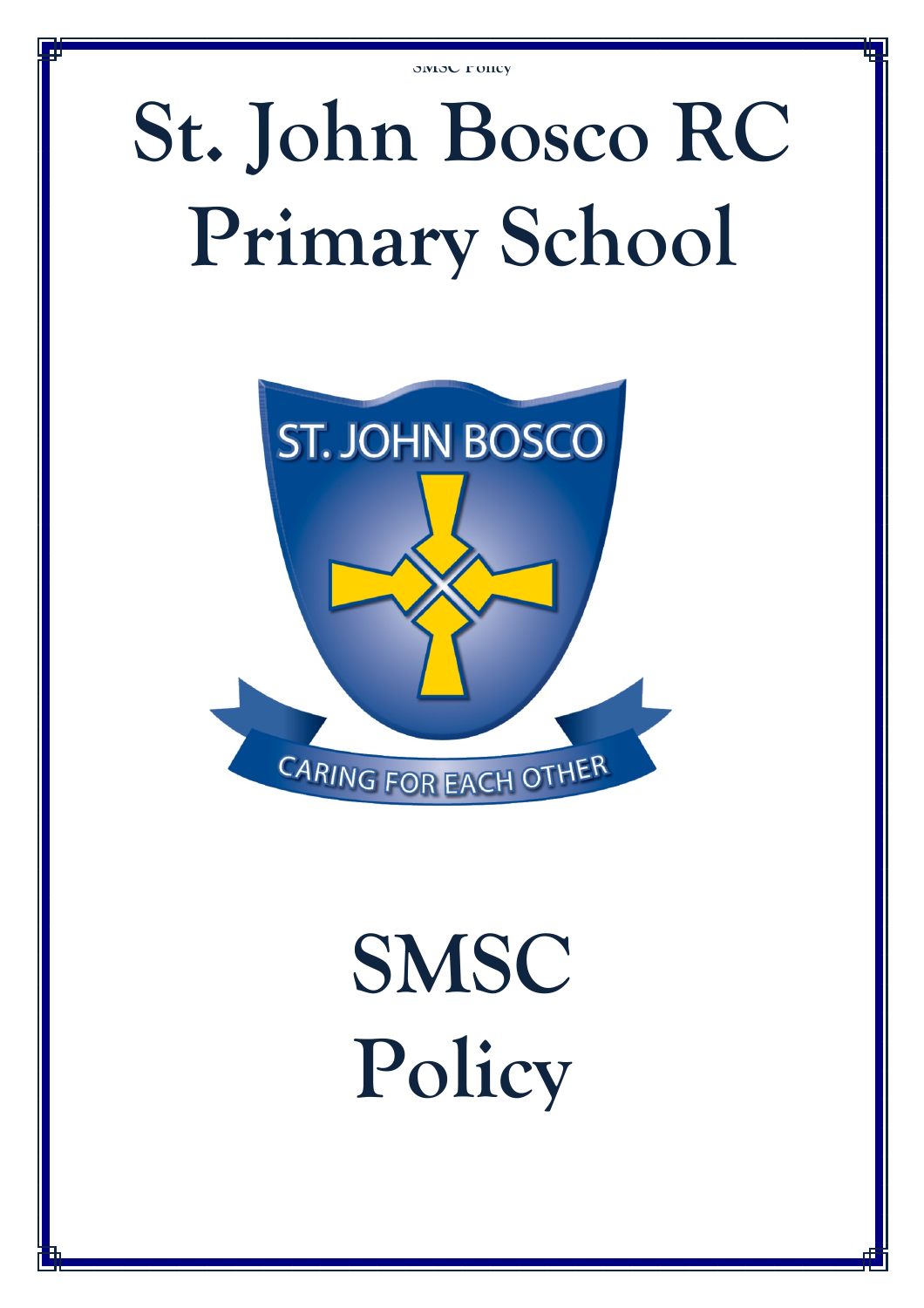# St. John Bosco RC Primary School

ST. JOHN BOSCO

CARING FOR EACH OTHER

# SMSC Policy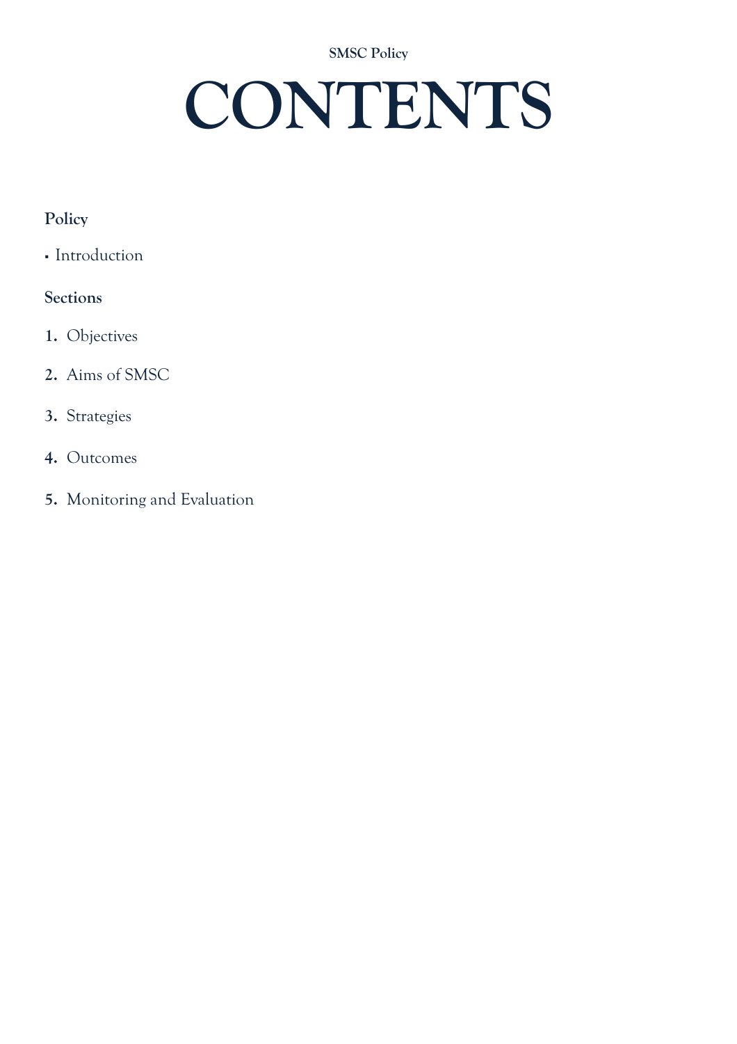# CONTENTS

**Policy**

- Introduction

**Sections**

1. Objectives
2. Aims of SMSC
3. Strategies
4. Outcomes
5. Monitoring and Evaluation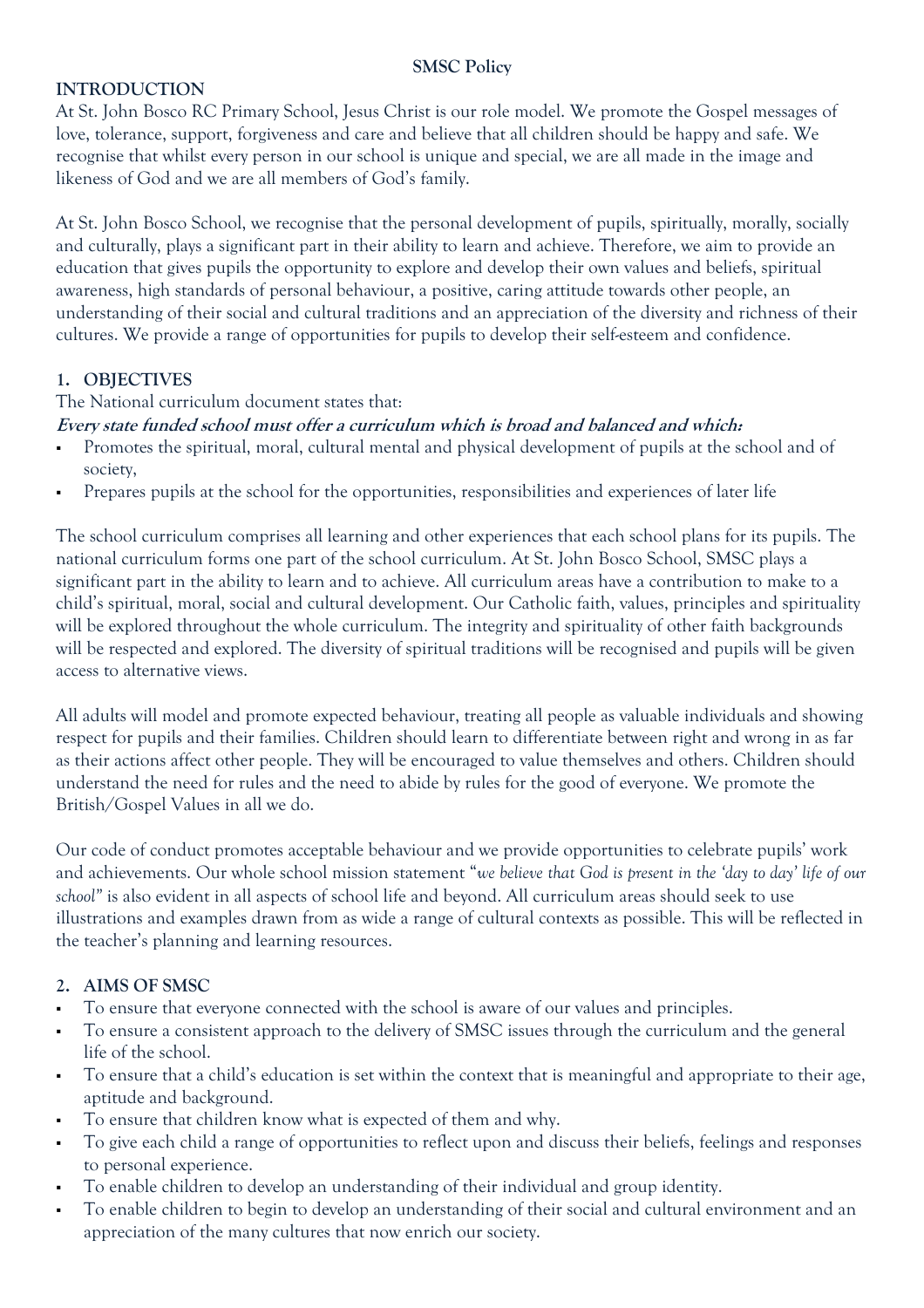**SMSC Policy**

## INTRODUCTION

At St. John Bosco RC Primary School, Jesus Christ is our role model. We promote the Gospel messages of love, tolerance, support, forgiveness and care and believe that all children should be happy and safe. We recognise that whilst every person in our school is unique and special, we are all made in the image and likeness of God and we are all members of God's family.

At St. John Bosco School, we recognise that the personal development of pupils, spiritually, morally, socially and culturally, plays a significant part in their ability to learn and achieve. Therefore, we aim to provide an education that gives pupils the opportunity to explore and develop their own values and beliefs, spiritual awareness, high standards of personal behaviour, a positive, caring attitude towards other people, an understanding of their social and cultural traditions and an appreciation of the diversity and richness of their cultures. We provide a range of opportunities for pupils to develop their self-esteem and confidence.

## 1. OBJECTIVES

The National curriculum document states that:

***Every state funded school must offer a curriculum which is broad and balanced and which:***

- Promotes the spiritual, moral, cultural mental and physical development of pupils at the school and of society,
- Prepares pupils at the school for the opportunities, responsibilities and experiences of later life

The school curriculum comprises all learning and other experiences that each school plans for its pupils. The national curriculum forms one part of the school curriculum. At St. John Bosco School, SMSC plays a significant part in the ability to learn and to achieve. All curriculum areas have a contribution to make to a child's spiritual, moral, social and cultural development. Our Catholic faith, values, principles and spirituality will be explored throughout the whole curriculum. The integrity and spirituality of other faith backgrounds will be respected and explored. The diversity of spiritual traditions will be recognised and pupils will be given access to alternative views.

All adults will model and promote expected behaviour, treating all people as valuable individuals and showing respect for pupils and their families. Children should learn to differentiate between right and wrong in as far as their actions affect other people. They will be encouraged to value themselves and others. Children should understand the need for rules and the need to abide by rules for the good of everyone. We promote the British/Gospel Values in all we do.

Our code of conduct promotes acceptable behaviour and we provide opportunities to celebrate pupils' work and achievements. Our whole school mission statement "*we believe that God is present in the 'day to day' life of our school*" is also evident in all aspects of school life and beyond. All curriculum areas should seek to use illustrations and examples drawn from as wide a range of cultural contexts as possible. This will be reflected in the teacher's planning and learning resources.

## 2. AIMS OF SMSC

- To ensure that everyone connected with the school is aware of our values and principles.
- To ensure a consistent approach to the delivery of SMSC issues through the curriculum and the general life of the school.
- To ensure that a child's education is set within the context that is meaningful and appropriate to their age, aptitude and background.
- To ensure that children know what is expected of them and why.
- To give each child a range of opportunities to reflect upon and discuss their beliefs, feelings and responses to personal experience.
- To enable children to develop an understanding of their individual and group identity.
- To enable children to begin to develop an understanding of their social and cultural environment and an appreciation of the many cultures that now enrich our society.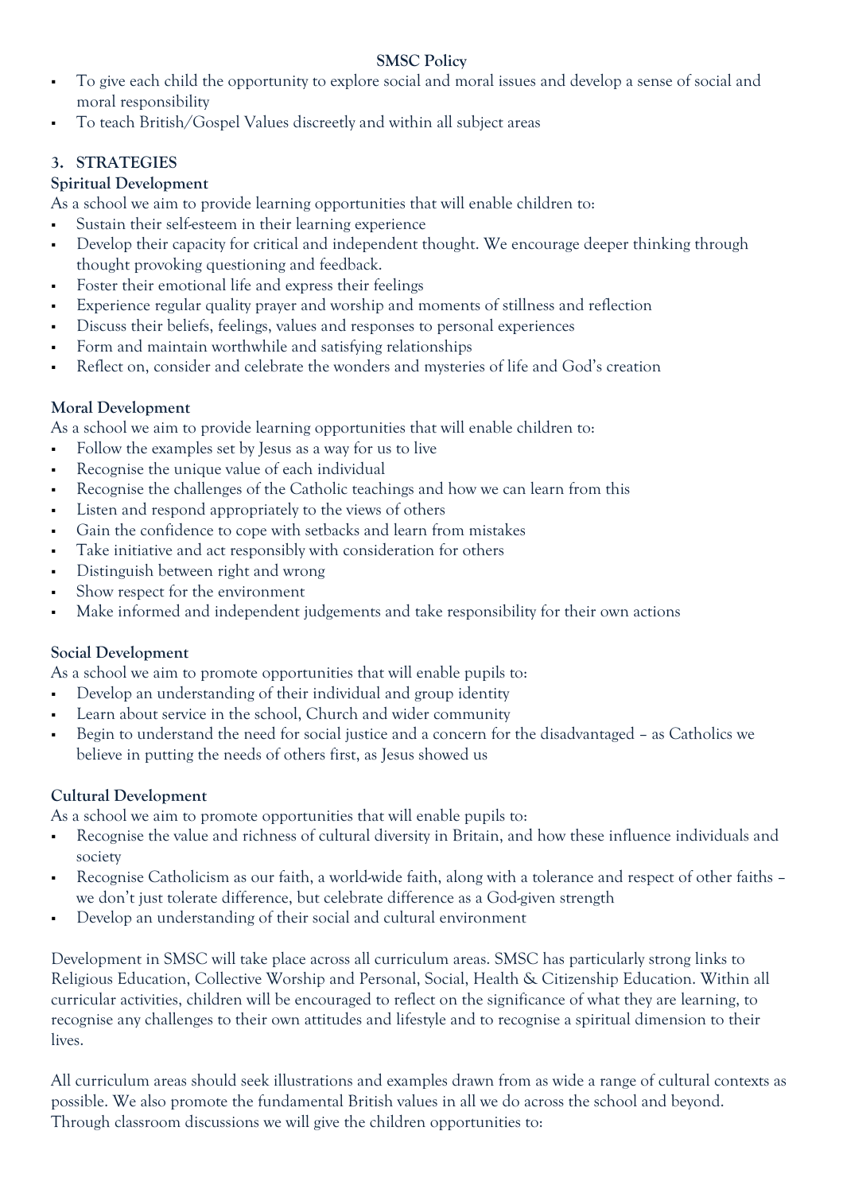- To give each child the opportunity to explore social and moral issues and develop a sense of social and moral responsibility
- To teach British/Gospel Values discreetly and within all subject areas

## 3. STRATEGIES

### Spiritual Development

As a school we aim to provide learning opportunities that will enable children to:

- Sustain their self-esteem in their learning experience
- Develop their capacity for critical and independent thought. We encourage deeper thinking through thought provoking questioning and feedback.
- Foster their emotional life and express their feelings
- Experience regular quality prayer and worship and moments of stillness and reflection
- Discuss their beliefs, feelings, values and responses to personal experiences
- Form and maintain worthwhile and satisfying relationships
- Reflect on, consider and celebrate the wonders and mysteries of life and God's creation

### Moral Development

As a school we aim to provide learning opportunities that will enable children to:

- Follow the examples set by Jesus as a way for us to live
- Recognise the unique value of each individual
- Recognise the challenges of the Catholic teachings and how we can learn from this
- Listen and respond appropriately to the views of others
- Gain the confidence to cope with setbacks and learn from mistakes
- Take initiative and act responsibly with consideration for others
- Distinguish between right and wrong
- Show respect for the environment
- Make informed and independent judgements and take responsibility for their own actions

### Social Development

As a school we aim to promote opportunities that will enable pupils to:

- Develop an understanding of their individual and group identity
- Learn about service in the school, Church and wider community
- Begin to understand the need for social justice and a concern for the disadvantaged – as Catholics we believe in putting the needs of others first, as Jesus showed us

### Cultural Development

As a school we aim to promote opportunities that will enable pupils to:

- Recognise the value and richness of cultural diversity in Britain, and how these influence individuals and society
- Recognise Catholicism as our faith, a world-wide faith, along with a tolerance and respect of other faiths – we don't just tolerate difference, but celebrate difference as a God-given strength
- Develop an understanding of their social and cultural environment

Development in SMSC will take place across all curriculum areas. SMSC has particularly strong links to Religious Education, Collective Worship and Personal, Social, Health & Citizenship Education. Within all curricular activities, children will be encouraged to reflect on the significance of what they are learning, to recognise any challenges to their own attitudes and lifestyle and to recognise a spiritual dimension to their lives.

All curriculum areas should seek illustrations and examples drawn from as wide a range of cultural contexts as possible. We also promote the fundamental British values in all we do across the school and beyond. Through classroom discussions we will give the children opportunities to: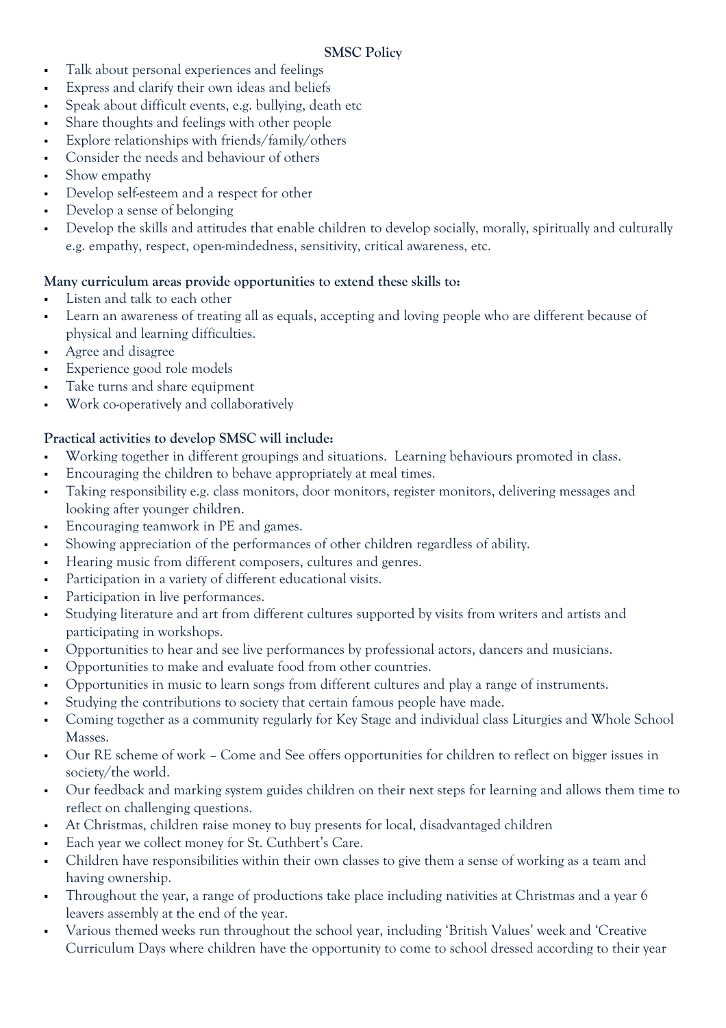**SMSC Policy**

- Talk about personal experiences and feelings
- Express and clarify their own ideas and beliefs
- Speak about difficult events, e.g. bullying, death etc
- Share thoughts and feelings with other people
- Explore relationships with friends/family/others
- Consider the needs and behaviour of others
- Show empathy
- Develop self-esteem and a respect for other
- Develop a sense of belonging
- Develop the skills and attitudes that enable children to develop socially, morally, spiritually and culturally e.g. empathy, respect, open-mindedness, sensitivity, critical awareness, etc.

**Many curriculum areas provide opportunities to extend these skills to:**

- Listen and talk to each other
- Learn an awareness of treating all as equals, accepting and loving people who are different because of physical and learning difficulties.
- Agree and disagree
- Experience good role models
- Take turns and share equipment
- Work co-operatively and collaboratively

**Practical activities to develop SMSC will include:**

- Working together in different groupings and situations. Learning behaviours promoted in class.
- Encouraging the children to behave appropriately at meal times.
- Taking responsibility e.g. class monitors, door monitors, register monitors, delivering messages and looking after younger children.
- Encouraging teamwork in PE and games.
- Showing appreciation of the performances of other children regardless of ability.
- Hearing music from different composers, cultures and genres.
- Participation in a variety of different educational visits.
- Participation in live performances.
- Studying literature and art from different cultures supported by visits from writers and artists and participating in workshops.
- Opportunities to hear and see live performances by professional actors, dancers and musicians.
- Opportunities to make and evaluate food from other countries.
- Opportunities in music to learn songs from different cultures and play a range of instruments.
- Studying the contributions to society that certain famous people have made.
- Coming together as a community regularly for Key Stage and individual class Liturgies and Whole School Masses.
- Our RE scheme of work – Come and See offers opportunities for children to reflect on bigger issues in society/the world.
- Our feedback and marking system guides children on their next steps for learning and allows them time to reflect on challenging questions.
- At Christmas, children raise money to buy presents for local, disadvantaged children
- Each year we collect money for St. Cuthbert's Care.
- Children have responsibilities within their own classes to give them a sense of working as a team and having ownership.
- Throughout the year, a range of productions take place including nativities at Christmas and a year 6 leavers assembly at the end of the year.
- Various themed weeks run throughout the school year, including 'British Values' week and 'Creative Curriculum Days where children have the opportunity to come to school dressed according to their year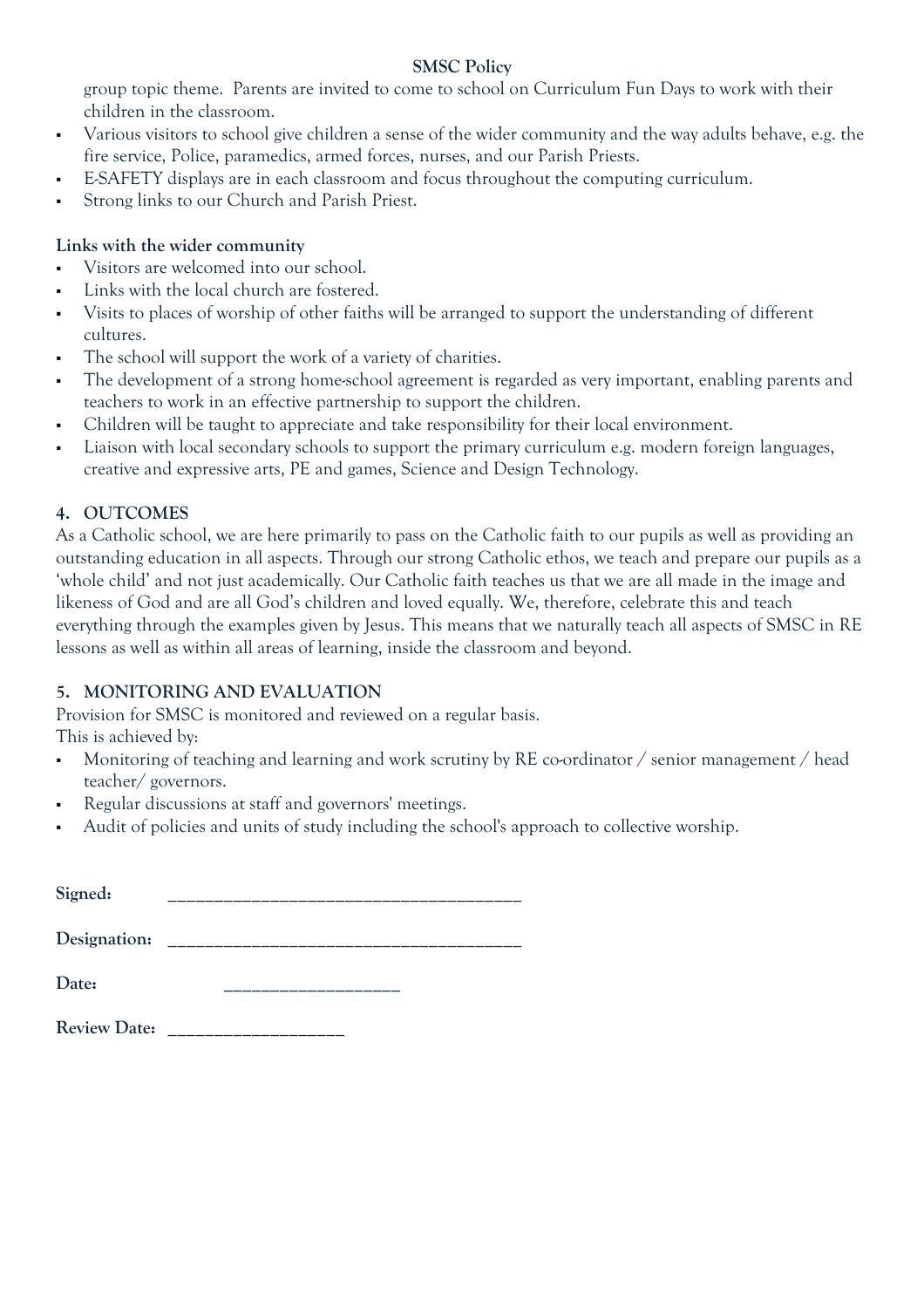group topic theme. Parents are invited to come to school on Curriculum Fun Days to work with their children in the classroom.

- Various visitors to school give children a sense of the wider community and the way adults behave, e.g. the fire service, Police, paramedics, armed forces, nurses, and our Parish Priests.
- E-SAFETY displays are in each classroom and focus throughout the computing curriculum.
- Strong links to our Church and Parish Priest.

**Links with the wider community**

- Visitors are welcomed into our school.
- Links with the local church are fostered.
- Visits to places of worship of other faiths will be arranged to support the understanding of different cultures.
- The school will support the work of a variety of charities.
- The development of a strong home-school agreement is regarded as very important, enabling parents and teachers to work in an effective partnership to support the children.
- Children will be taught to appreciate and take responsibility for their local environment.
- Liaison with local secondary schools to support the primary curriculum e.g. modern foreign languages, creative and expressive arts, PE and games, Science and Design Technology.

## 4. OUTCOMES

As a Catholic school, we are here primarily to pass on the Catholic faith to our pupils as well as providing an outstanding education in all aspects. Through our strong Catholic ethos, we teach and prepare our pupils as a 'whole child' and not just academically. Our Catholic faith teaches us that we are all made in the image and likeness of God and are all God's children and loved equally. We, therefore, celebrate this and teach everything through the examples given by Jesus. This means that we naturally teach all aspects of SMSC in RE lessons as well as within all areas of learning, inside the classroom and beyond.

## 5. MONITORING AND EVALUATION

Provision for SMSC is monitored and reviewed on a regular basis.
This is achieved by:

- Monitoring of teaching and learning and work scrutiny by RE co-ordinator / senior management / head teacher/ governors.
- Regular discussions at staff and governors' meetings.
- Audit of policies and units of study including the school's approach to collective worship.

**Signed:** ______________________________________

**Designation:** ______________________________________

**Date:** __________________

**Review Date:** __________________